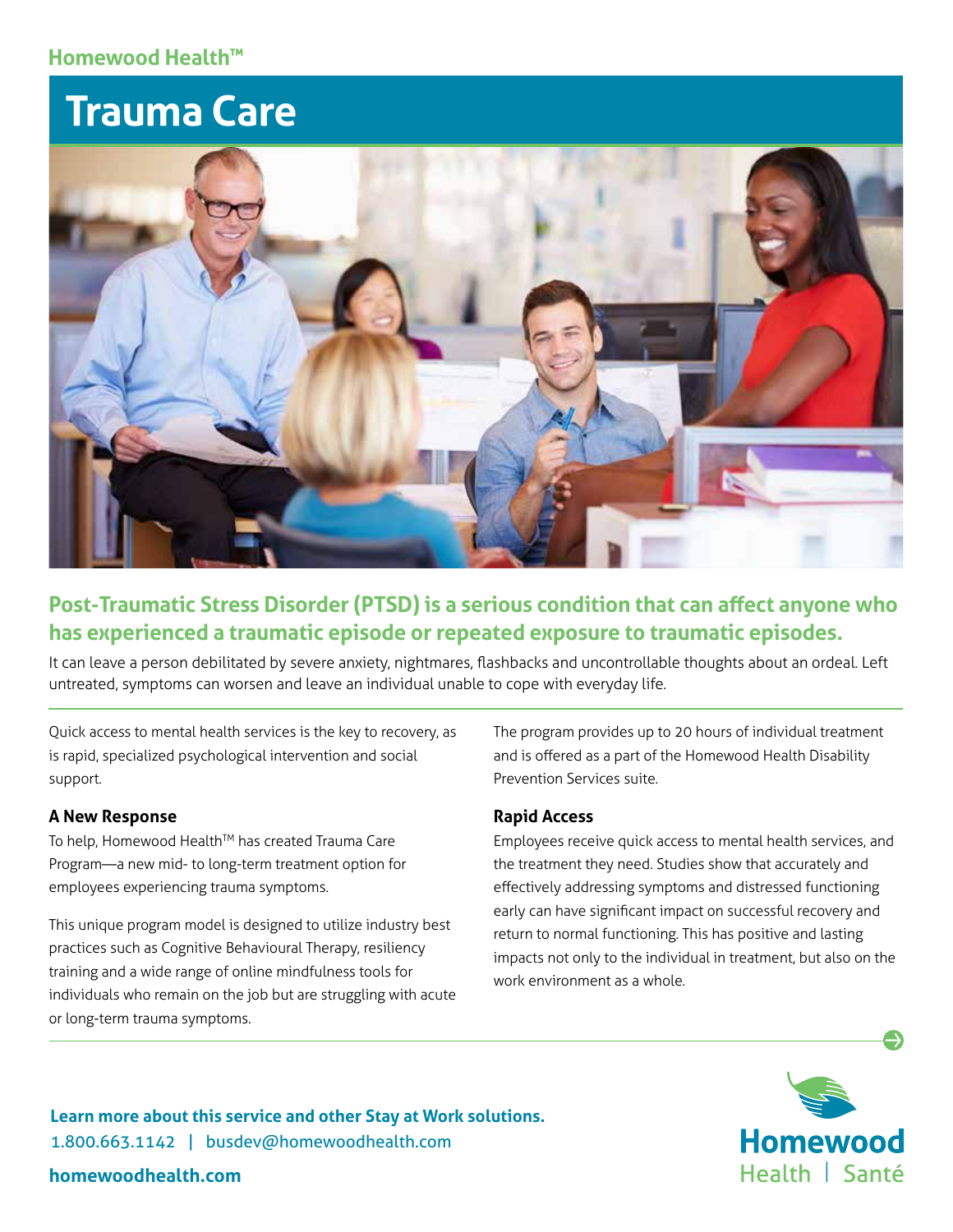Homewood Health™

# Trauma Care

## Post-Traumatic Stress Disorder (PTSD) is a serious condition that can affect anyone who has experienced a traumatic episode or repeated exposure to traumatic episodes.

It can leave a person debilitated by severe anxiety, nightmares, flashbacks and uncontrollable thoughts about an ordeal. Left untreated, symptoms can worsen and leave an individual unable to cope with everyday life.

Quick access to mental health services is the key to recovery, as is rapid, specialized psychological intervention and social support.

### A New Response

To help, Homewood Health™ has created Trauma Care Program—a new mid- to long-term treatment option for employees experiencing trauma symptoms.

This unique program model is designed to utilize industry best practices such as Cognitive Behavioural Therapy, resiliency training and a wide range of online mindfulness tools for individuals who remain on the job but are struggling with acute or long-term trauma symptoms.

The program provides up to 20 hours of individual treatment and is offered as a part of the Homewood Health Disability Prevention Services suite.

### Rapid Access

Employees receive quick access to mental health services, and the treatment they need. Studies show that accurately and effectively addressing symptoms and distressed functioning early can have significant impact on successful recovery and return to normal functioning. This has positive and lasting impacts not only to the individual in treatment, but also on the work environment as a whole.

**Learn more about this service and other Stay at Work solutions.**
1.800.663.1142 | busdev@homewoodhealth.com

**homewoodhealth.com**

Homewood Health | Santé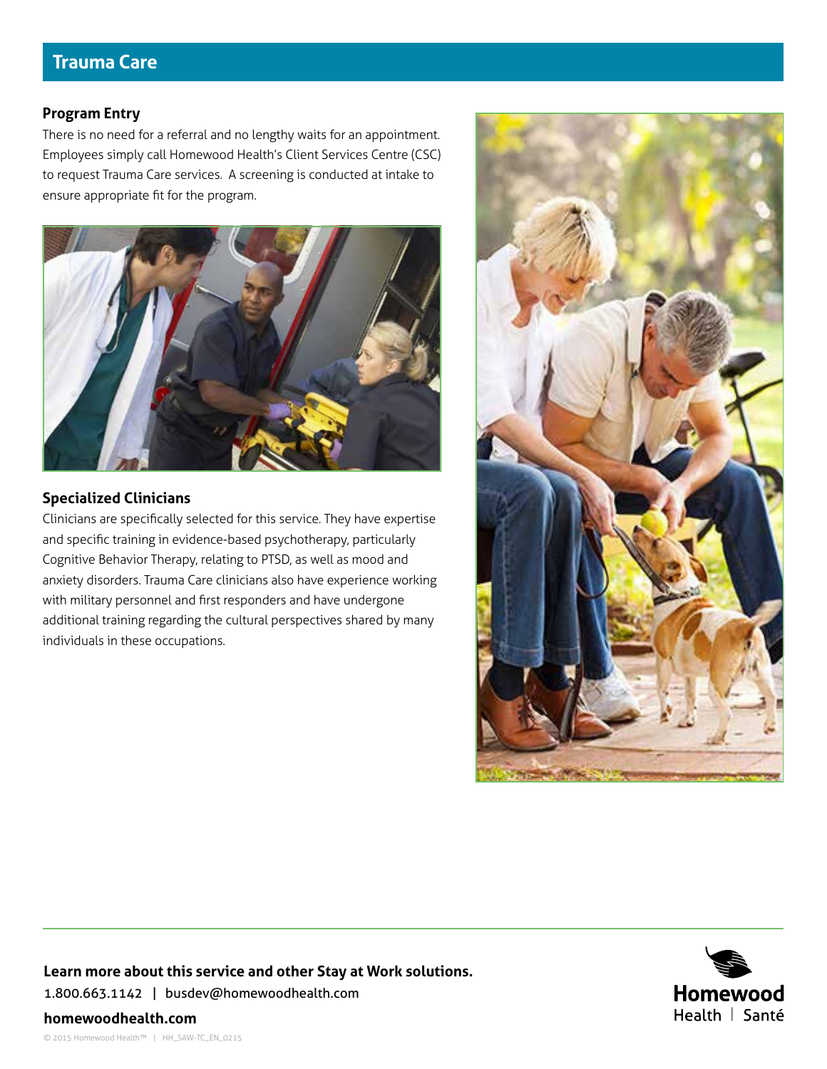## Trauma Care

### Program Entry

There is no need for a referral and no lengthy waits for an appointment. Employees simply call Homewood Health's Client Services Centre (CSC) to request Trauma Care services. A screening is conducted at intake to ensure appropriate fit for the program.

### Specialized Clinicians

Clinicians are specifically selected for this service. They have expertise and specific training in evidence-based psychotherapy, particularly Cognitive Behavior Therapy, relating to PTSD, as well as mood and anxiety disorders. Trauma Care clinicians also have experience working with military personnel and first responders and have undergone additional training regarding the cultural perspectives shared by many individuals in these occupations.

**Learn more about this service and other Stay at Work solutions.**

1.800.663.1142 | busdev@homewoodhealth.com

**homewoodhealth.com**

Homewood Health | Santé

© 2015 Homewood Health™ | HH_SAW-TC_EN_0215